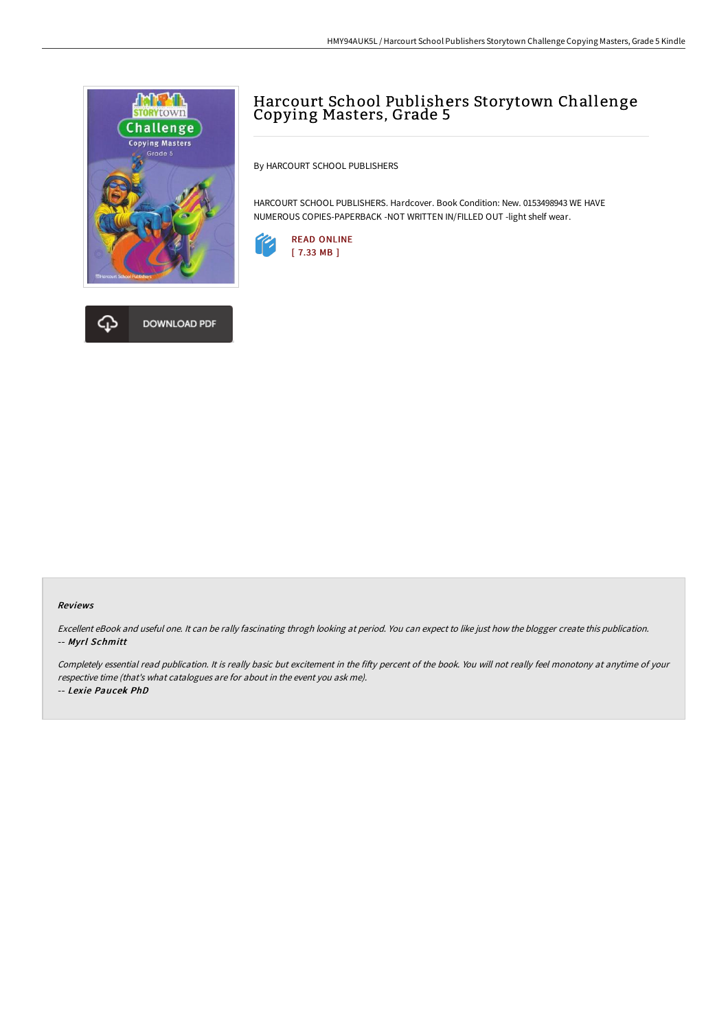# Harcourt School Publishers Storytown Challenge Copying Masters, Grade 5

By HARCOURT SCHOOL PUBLISHERS

HARCOURT SCHOOL PUBLISHERS. Hardcover. Book Condition: New. 0153498943 WE HAVE NUMEROUS COPIES-PAPERBACK -NOT WRITTEN IN/FILLED OUT -light shelf wear.

READ ONLINE
[ 7.33 MB ]

DOWNLOAD PDF

### Reviews

*Excellent eBook and useful one. It can be rally fascinating throgh looking at period. You can expect to like just how the blogger create this publication.*
*-- **Myrl Schmitt***

*Completely essential read publication. It is really basic but excitement in the fifty percent of the book. You will not really feel monotony at anytime of your respective time (that's what catalogues are for about in the event you ask me).*
*-- **Lexie Paucek PhD***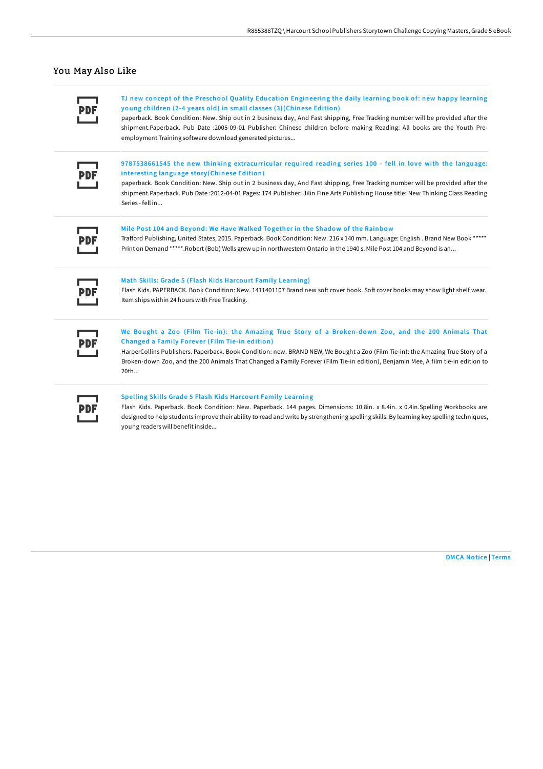## You May Also Like

**TJ new concept of the Preschool Quality Education Engineering the daily learning book of: new happy learning young children (2-4 years old) in small classes (3)(Chinese Edition)**

paperback. Book Condition: New. Ship out in 2 business day, And Fast shipping, Free Tracking number will be provided after the shipment.Paperback. Pub Date :2005-09-01 Publisher: Chinese children before making Reading: All books are the Youth Pre-employment Training software download generated pictures...

**9787538661545 the new thinking extracurricular required reading series 100 - fell in love with the language: interesting language story(Chinese Edition)**

paperback. Book Condition: New. Ship out in 2 business day, And Fast shipping, Free Tracking number will be provided after the shipment.Paperback. Pub Date :2012-04-01 Pages: 174 Publisher: Jilin Fine Arts Publishing House title: New Thinking Class Reading Series - fell in...

**Mile Post 104 and Beyond: We Have Walked Together in the Shadow of the Rainbow**

Trafford Publishing, United States, 2015. Paperback. Book Condition: New. 216 x 140 mm. Language: English . Brand New Book ***** Print on Demand *****.Robert (Bob) Wells grew up in northwestern Ontario in the 1940 s. Mile Post 104 and Beyond is an...

**Math Skills: Grade 5 (Flash Kids Harcourt Family Learning)**

Flash Kids. PAPERBACK. Book Condition: New. 1411401107 Brand new soft cover book. Soft cover books may show light shelf wear. Item ships within 24 hours with Free Tracking.

**We Bought a Zoo (Film Tie-in): the Amazing True Story of a Broken-down Zoo, and the 200 Animals That Changed a Family Forever (Film Tie-in edition)**

HarperCollins Publishers. Paperback. Book Condition: new. BRAND NEW, We Bought a Zoo (Film Tie-in): the Amazing True Story of a Broken-down Zoo, and the 200 Animals That Changed a Family Forever (Film Tie-in edition), Benjamin Mee, A film tie-in edition to 20th...

**Spelling Skills Grade 5 Flash Kids Harcourt Family Learning**

Flash Kids. Paperback. Book Condition: New. Paperback. 144 pages. Dimensions: 10.8in. x 8.4in. x 0.4in.Spelling Workbooks are designed to help students improve their ability to read and write by strengthening spelling skills. By learning key spelling techniques, young readers will benefit inside...